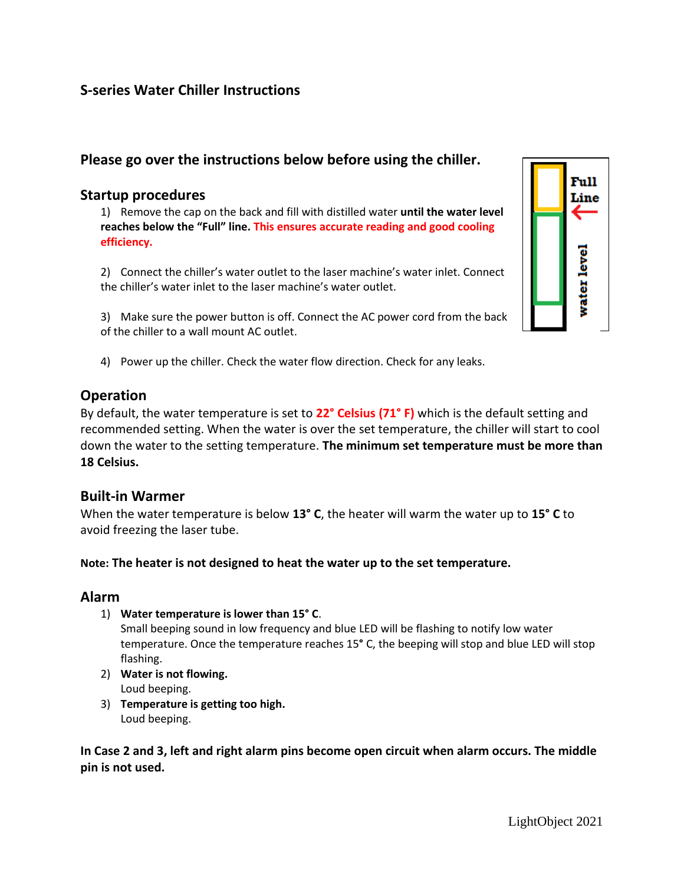## S-series Water Chiller Instructions

### Please go over the instructions below before using the chiller.

### Startup procedures

1) Remove the cap on the back and fill with distilled water **until the water level reaches below the "Full" line.** This ensures accurate reading and good cooling efficiency.

2) Connect the chiller's water outlet to the laser machine's water inlet. Connect the chiller's water inlet to the laser machine's water outlet.

3) Make sure the power button is off. Connect the AC power cord from the back of the chiller to a wall mount AC outlet.

4) Power up the chiller. Check the water flow direction. Check for any leaks.

Full Line

water level

### Operation

By default, the water temperature is set to **22° Celsius (71° F)** which is the default setting and recommended setting. When the water is over the set temperature, the chiller will start to cool down the water to the setting temperature. **The minimum set temperature must be more than 18 Celsius.**

### Built-in Warmer

When the water temperature is below **13° C**, the heater will warm the water up to **15° C** to avoid freezing the laser tube.

**Note: The heater is not designed to heat the water up to the set temperature.**

### Alarm

1) **Water temperature is lower than 15° C**.
   Small beeping sound in low frequency and blue LED will be flashing to notify low water temperature. Once the temperature reaches 15° C, the beeping will stop and blue LED will stop flashing.
2) **Water is not flowing.**
   Loud beeping.
3) **Temperature is getting too high.**
   Loud beeping.

**In Case 2 and 3, left and right alarm pins become open circuit when alarm occurs. The middle pin is not used.**

LightObject 2021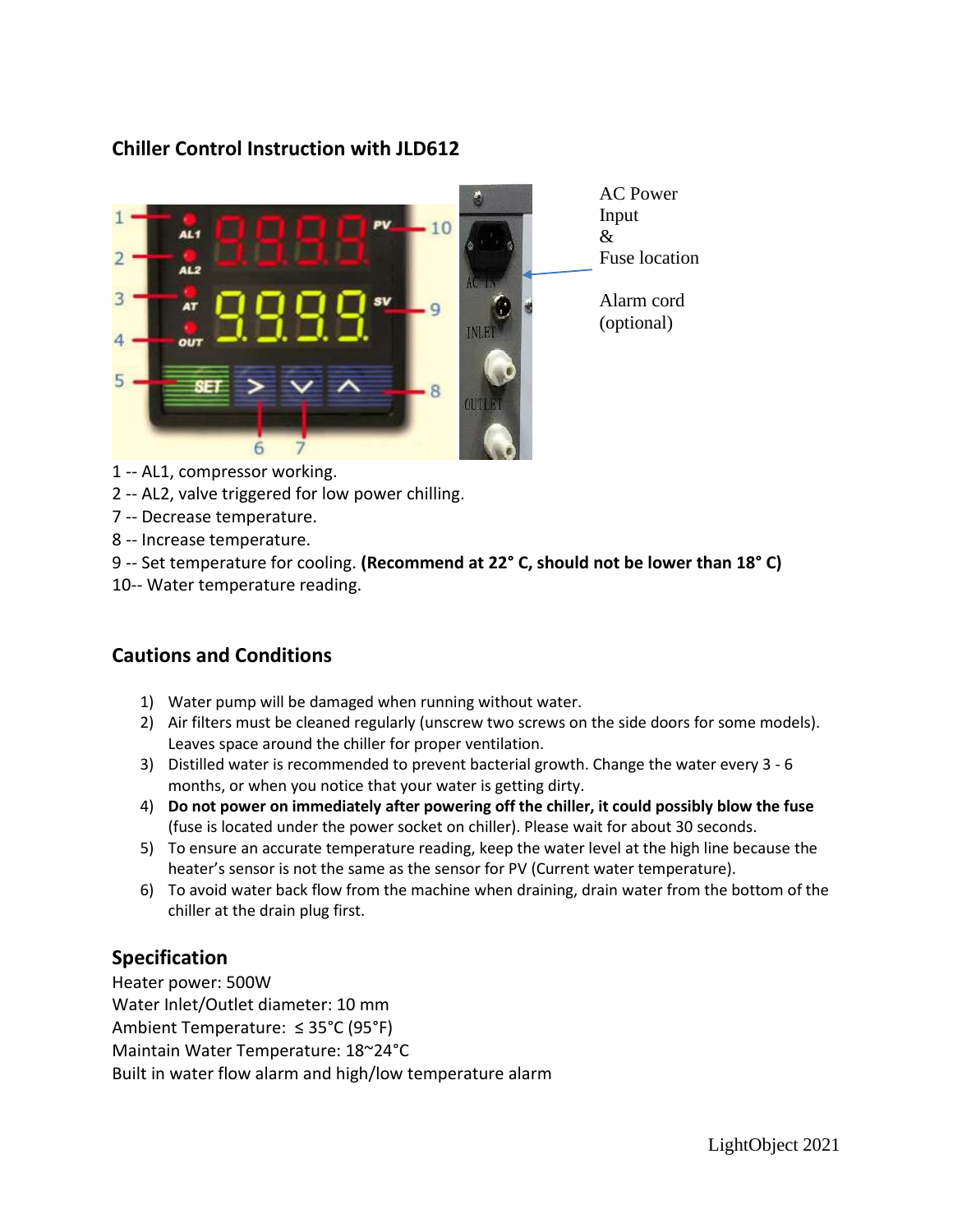## Chiller Control Instruction with JLD612

AC Power Input & Fuse location

Alarm cord (optional)

1 -- AL1, compressor working.
2 -- AL2, valve triggered for low power chilling.
7 -- Decrease temperature.
8 -- Increase temperature.
9 -- Set temperature for cooling. **(Recommend at 22° C, should not be lower than 18° C)**
10-- Water temperature reading.

## Cautions and Conditions

1) Water pump will be damaged when running without water.
2) Air filters must be cleaned regularly (unscrew two screws on the side doors for some models). Leaves space around the chiller for proper ventilation.
3) Distilled water is recommended to prevent bacterial growth. Change the water every 3 - 6 months, or when you notice that your water is getting dirty.
4) **Do not power on immediately after powering off the chiller, it could possibly blow the fuse** (fuse is located under the power socket on chiller). Please wait for about 30 seconds.
5) To ensure an accurate temperature reading, keep the water level at the high line because the heater's sensor is not the same as the sensor for PV (Current water temperature).
6) To avoid water back flow from the machine when draining, drain water from the bottom of the chiller at the drain plug first.

## Specification

Heater power: 500W
Water Inlet/Outlet diameter: 10 mm
Ambient Temperature: ≤ 35°C (95°F)
Maintain Water Temperature: 18~24°C
Built in water flow alarm and high/low temperature alarm

LightObject 2021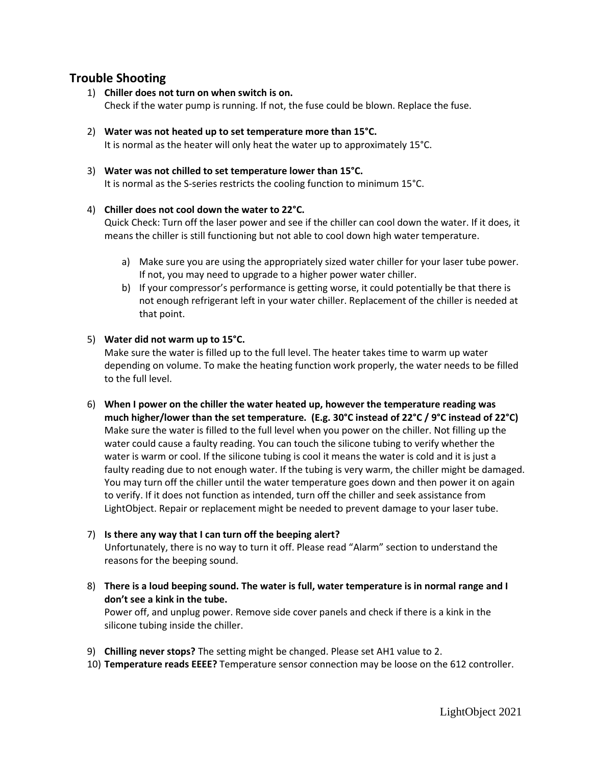## Trouble Shooting

1) **Chiller does not turn on when switch is on.**
   Check if the water pump is running. If not, the fuse could be blown. Replace the fuse.

2) **Water was not heated up to set temperature more than 15°C.**
   It is normal as the heater will only heat the water up to approximately 15°C.

3) **Water was not chilled to set temperature lower than 15°C.**
   It is normal as the S-series restricts the cooling function to minimum 15°C.

4) **Chiller does not cool down the water to 22°C.**
   Quick Check: Turn off the laser power and see if the chiller can cool down the water. If it does, it means the chiller is still functioning but not able to cool down high water temperature.

   a) Make sure you are using the appropriately sized water chiller for your laser tube power. If not, you may need to upgrade to a higher power water chiller.
   b) If your compressor's performance is getting worse, it could potentially be that there is not enough refrigerant left in your water chiller. Replacement of the chiller is needed at that point.

5) **Water did not warm up to 15°C.**
   Make sure the water is filled up to the full level. The heater takes time to warm up water depending on volume. To make the heating function work properly, the water needs to be filled to the full level.

6) **When I power on the chiller the water heated up, however the temperature reading was much higher/lower than the set temperature. (E.g. 30°C instead of 22°C / 9°C instead of 22°C)**
   Make sure the water is filled to the full level when you power on the chiller. Not filling up the water could cause a faulty reading. You can touch the silicone tubing to verify whether the water is warm or cool. If the silicone tubing is cool it means the water is cold and it is just a faulty reading due to not enough water. If the tubing is very warm, the chiller might be damaged. You may turn off the chiller until the water temperature goes down and then power it on again to verify. If it does not function as intended, turn off the chiller and seek assistance from LightObject. Repair or replacement might be needed to prevent damage to your laser tube.

7) **Is there any way that I can turn off the beeping alert?**
   Unfortunately, there is no way to turn it off. Please read "Alarm" section to understand the reasons for the beeping sound.

8) **There is a loud beeping sound. The water is full, water temperature is in normal range and I don't see a kink in the tube.**
   Power off, and unplug power. Remove side cover panels and check if there is a kink in the silicone tubing inside the chiller.

9) **Chilling never stops?** The setting might be changed. Please set AH1 value to 2.
10) **Temperature reads EEEE?** Temperature sensor connection may be loose on the 612 controller.

LightObject 2021